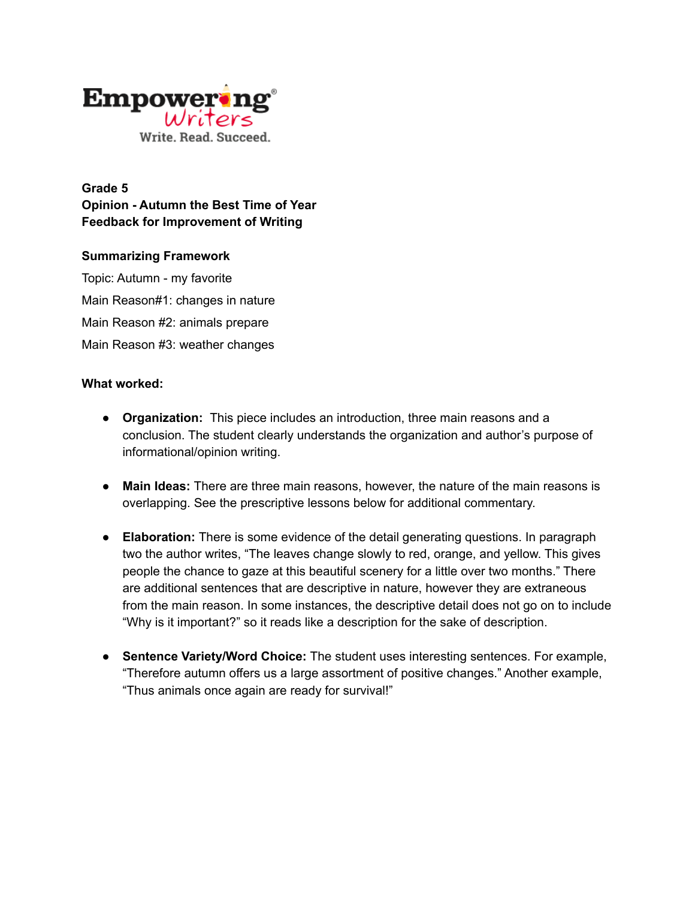**Grade 5**
**Opinion - Autumn the Best Time of Year**
**Feedback for Improvement of Writing**

**Summarizing Framework**

Topic: Autumn - my favorite

Main Reason#1: changes in nature

Main Reason #2: animals prepare

Main Reason #3: weather changes

**What worked:**

- **Organization:** This piece includes an introduction, three main reasons and a conclusion. The student clearly understands the organization and author's purpose of informational/opinion writing.

- **Main Ideas:** There are three main reasons, however, the nature of the main reasons is overlapping. See the prescriptive lessons below for additional commentary.

- **Elaboration:** There is some evidence of the detail generating questions. In paragraph two the author writes, "The leaves change slowly to red, orange, and yellow. This gives people the chance to gaze at this beautiful scenery for a little over two months." There are additional sentences that are descriptive in nature, however they are extraneous from the main reason. In some instances, the descriptive detail does not go on to include "Why is it important?" so it reads like a description for the sake of description.

- **Sentence Variety/Word Choice:** The student uses interesting sentences. For example, "Therefore autumn offers us a large assortment of positive changes." Another example, "Thus animals once again are ready for survival!"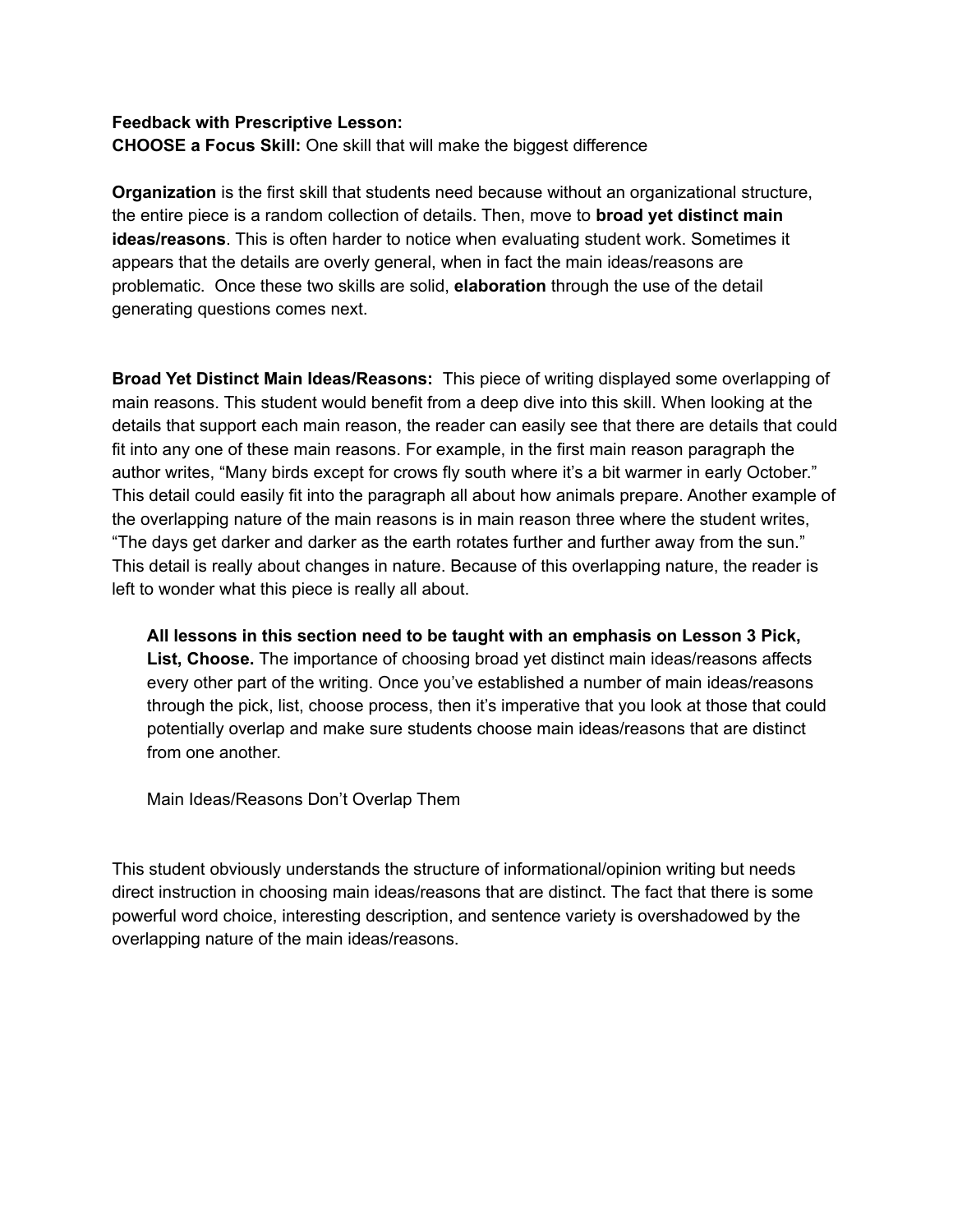**Feedback with Prescriptive Lesson:**
**CHOOSE a Focus Skill:** One skill that will make the biggest difference

**Organization** is the first skill that students need because without an organizational structure, the entire piece is a random collection of details. Then, move to **broad yet distinct main ideas/reasons**. This is often harder to notice when evaluating student work. Sometimes it appears that the details are overly general, when in fact the main ideas/reasons are problematic. Once these two skills are solid, **elaboration** through the use of the detail generating questions comes next.

**Broad Yet Distinct Main Ideas/Reasons:** This piece of writing displayed some overlapping of main reasons. This student would benefit from a deep dive into this skill. When looking at the details that support each main reason, the reader can easily see that there are details that could fit into any one of these main reasons. For example, in the first main reason paragraph the author writes, "Many birds except for crows fly south where it's a bit warmer in early October." This detail could easily fit into the paragraph all about how animals prepare. Another example of the overlapping nature of the main reasons is in main reason three where the student writes, "The days get darker and darker as the earth rotates further and further away from the sun." This detail is really about changes in nature. Because of this overlapping nature, the reader is left to wonder what this piece is really all about.

> **All lessons in this section need to be taught with an emphasis on Lesson 3 Pick, List, Choose.** The importance of choosing broad yet distinct main ideas/reasons affects every other part of the writing. Once you've established a number of main ideas/reasons through the pick, list, choose process, then it's imperative that you look at those that could potentially overlap and make sure students choose main ideas/reasons that are distinct from one another.
>
> Main Ideas/Reasons Don't Overlap Them

This student obviously understands the structure of informational/opinion writing but needs direct instruction in choosing main ideas/reasons that are distinct. The fact that there is some powerful word choice, interesting description, and sentence variety is overshadowed by the overlapping nature of the main ideas/reasons.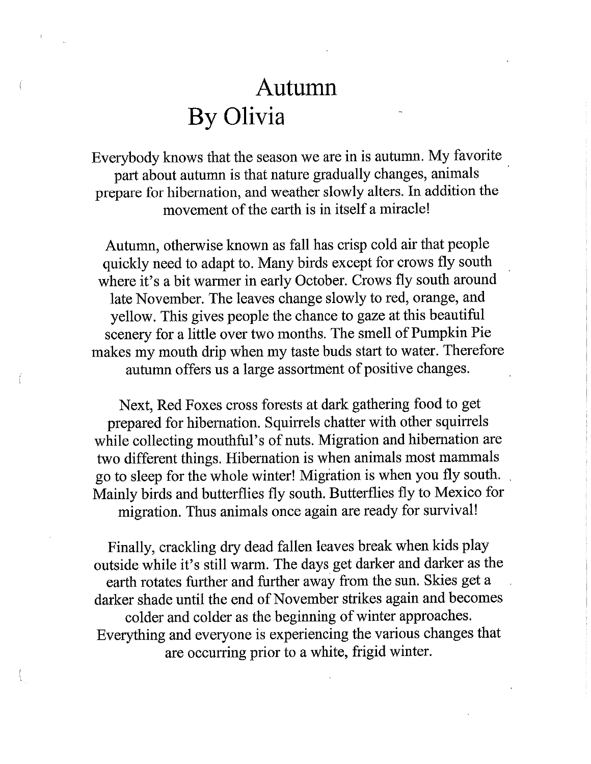# Autumn
## By Olivia

Everybody knows that the season we are in is autumn. My favorite part about autumn is that nature gradually changes, animals prepare for hibernation, and weather slowly alters. In addition the movement of the earth is in itself a miracle!

Autumn, otherwise known as fall has crisp cold air that people quickly need to adapt to. Many birds except for crows fly south where it's a bit warmer in early October. Crows fly south around late November. The leaves change slowly to red, orange, and yellow. This gives people the chance to gaze at this beautiful scenery for a little over two months. The smell of Pumpkin Pie makes my mouth drip when my taste buds start to water. Therefore autumn offers us a large assortment of positive changes.

Next, Red Foxes cross forests at dark gathering food to get prepared for hibernation. Squirrels chatter with other squirrels while collecting mouthful's of nuts. Migration and hibernation are two different things. Hibernation is when animals most mammals go to sleep for the whole winter! Migration is when you fly south. Mainly birds and butterflies fly south. Butterflies fly to Mexico for migration. Thus animals once again are ready for survival!

Finally, crackling dry dead fallen leaves break when kids play outside while it's still warm. The days get darker and darker as the earth rotates further and further away from the sun. Skies get a darker shade until the end of November strikes again and becomes colder and colder as the beginning of winter approaches. Everything and everyone is experiencing the various changes that are occurring prior to a white, frigid winter.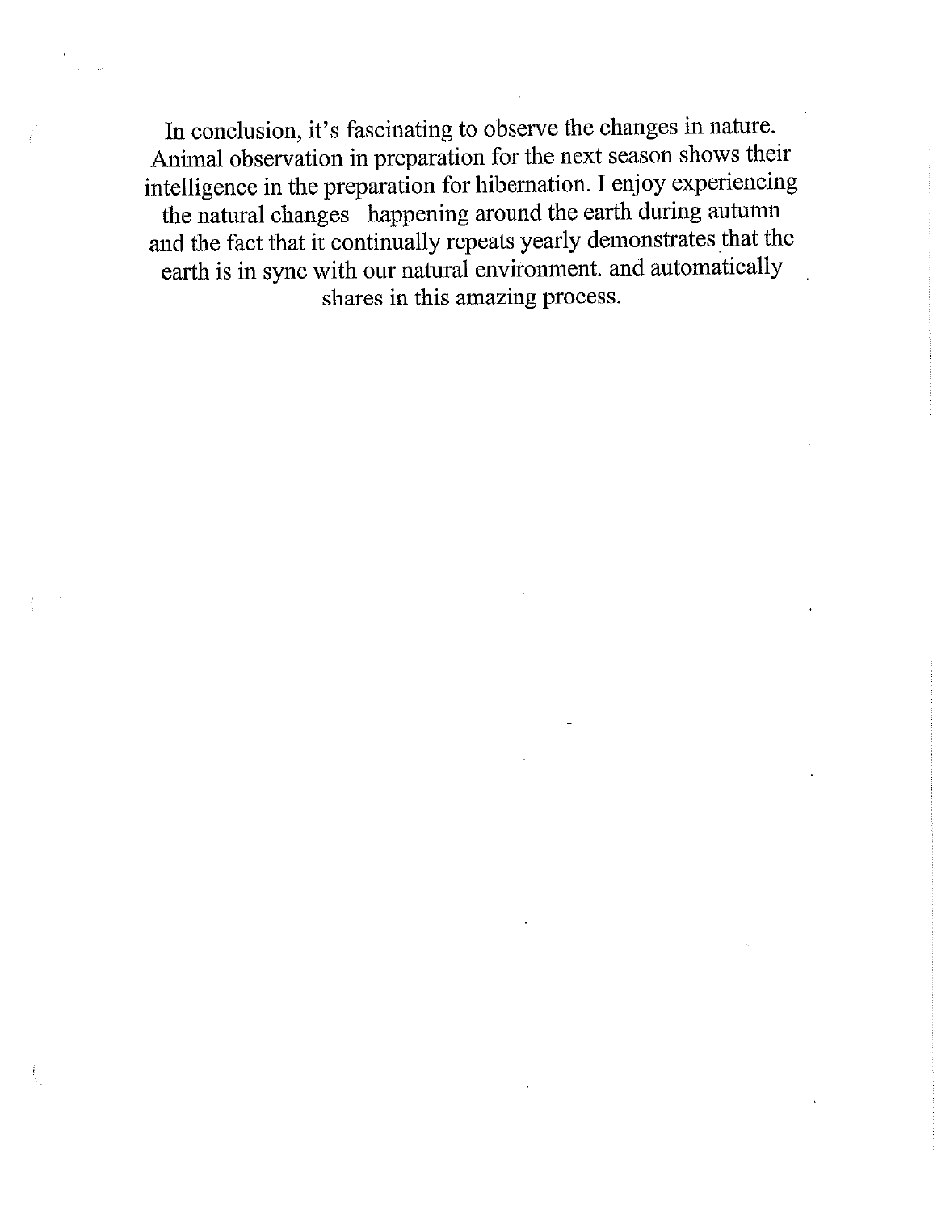In conclusion, it's fascinating to observe the changes in nature. Animal observation in preparation for the next season shows their intelligence in the preparation for hibernation. I enjoy experiencing the natural changes happening around the earth during autumn and the fact that it continually repeats yearly demonstrates that the earth is in sync with our natural environment. and automatically shares in this amazing process.